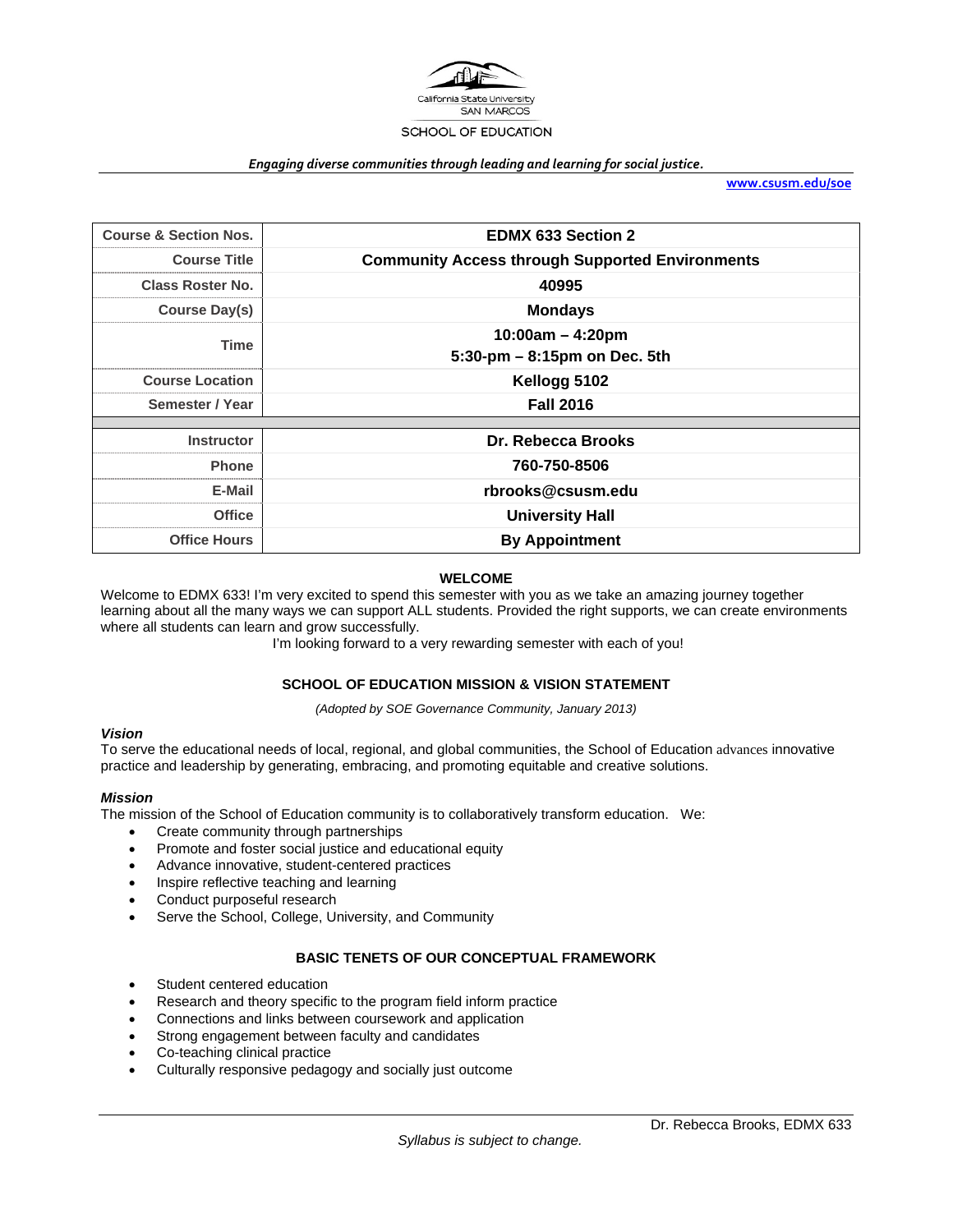California State University SAN MARCOS

SCHOOL OF EDUCATION

***Engaging diverse communities through leading and learning for social justice.***

**www.csusm.edu/soe**

| **Course & Section Nos.** | **EDMX 633 Section 2** |
|---|---|
| **Course Title** | **Community Access through Supported Environments** |
| **Class Roster No.** | **40995** |
| **Course Day(s)** | **Mondays** |
| **Time** | **10:00am – 4:20pm**<br>**5:30-pm – 8:15pm on Dec. 5th** |
| **Course Location** | **Kellogg 5102** |
| **Semester / Year** | **Fall 2016** |
| **Instructor** | **Dr. Rebecca Brooks** |
| **Phone** | **760-750-8506** |
| **E-Mail** | **rbrooks@csusm.edu** |
| **Office** | **University Hall** |
| **Office Hours** | **By Appointment** |

## WELCOME

Welcome to EDMX 633! I'm very excited to spend this semester with you as we take an amazing journey together learning about all the many ways we can support ALL students. Provided the right supports, we can create environments where all students can learn and grow successfully.

I'm looking forward to a very rewarding semester with each of you!

## SCHOOL OF EDUCATION MISSION & VISION STATEMENT

*(Adopted by SOE Governance Community, January 2013)*

### *Vision*

To serve the educational needs of local, regional, and global communities, the School of Education advances innovative practice and leadership by generating, embracing, and promoting equitable and creative solutions.

### *Mission*

The mission of the School of Education community is to collaboratively transform education. We:

- Create community through partnerships
- Promote and foster social justice and educational equity
- Advance innovative, student-centered practices
- Inspire reflective teaching and learning
- Conduct purposeful research
- Serve the School, College, University, and Community

## BASIC TENETS OF OUR CONCEPTUAL FRAMEWORK

- Student centered education
- Research and theory specific to the program field inform practice
- Connections and links between coursework and application
- Strong engagement between faculty and candidates
- Co-teaching clinical practice
- Culturally responsive pedagogy and socially just outcome

*Syllabus is subject to change.*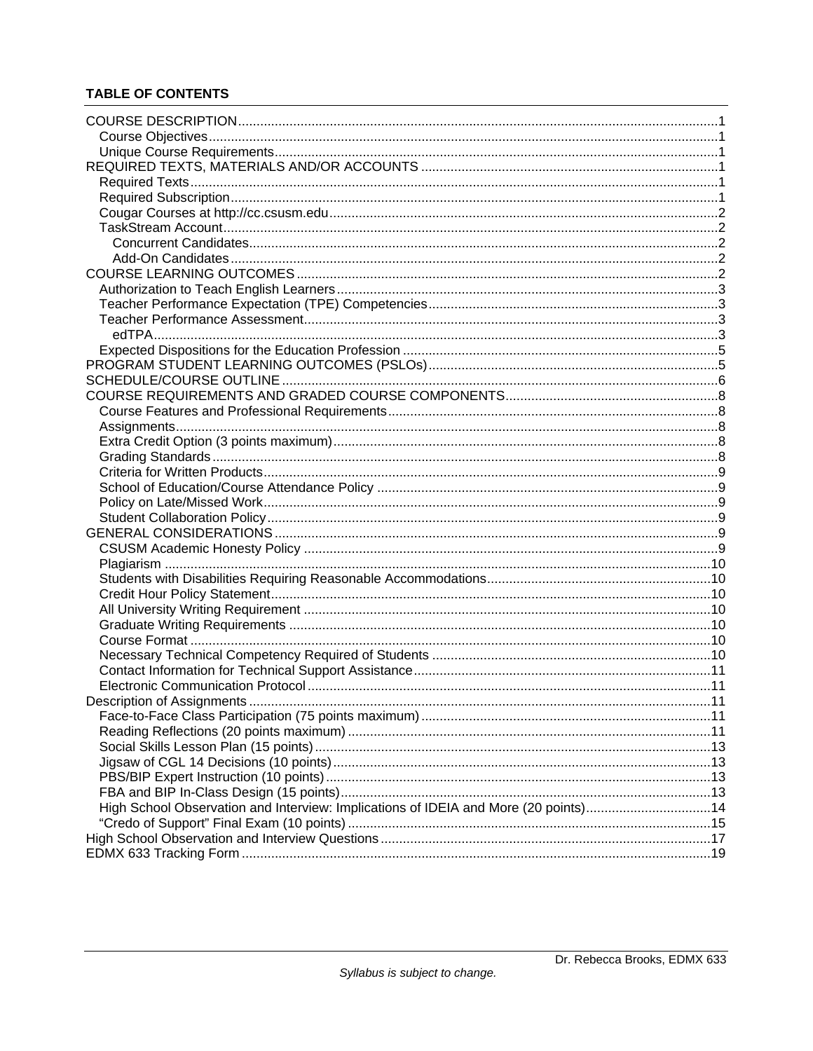## TABLE OF CONTENTS

- COURSE DESCRIPTION ... 1
  - Course Objectives ... 1
  - Unique Course Requirements ... 1
- REQUIRED TEXTS, MATERIALS AND/OR ACCOUNTS ... 1
  - Required Texts ... 1
  - Required Subscription ... 1
  - Cougar Courses at http://cc.csusm.edu ... 2
  - TaskStream Account ... 2
    - Concurrent Candidates ... 2
    - Add-On Candidates ... 2
- COURSE LEARNING OUTCOMES ... 2
  - Authorization to Teach English Learners ... 3
  - Teacher Performance Expectation (TPE) Competencies ... 3
  - Teacher Performance Assessment ... 3
    - edTPA ... 3
  - Expected Dispositions for the Education Profession ... 5
- PROGRAM STUDENT LEARNING OUTCOMES (PSLOs) ... 5
- SCHEDULE/COURSE OUTLINE ... 6
- COURSE REQUIREMENTS AND GRADED COURSE COMPONENTS ... 8
  - Course Features and Professional Requirements ... 8
  - Assignments ... 8
  - Extra Credit Option (3 points maximum) ... 8
  - Grading Standards ... 8
  - Criteria for Written Products ... 9
  - School of Education/Course Attendance Policy ... 9
  - Policy on Late/Missed Work ... 9
  - Student Collaboration Policy ... 9
- GENERAL CONSIDERATIONS ... 9
  - CSUSM Academic Honesty Policy ... 9
  - Plagiarism ... 10
  - Students with Disabilities Requiring Reasonable Accommodations ... 10
  - Credit Hour Policy Statement ... 10
  - All University Writing Requirement ... 10
  - Graduate Writing Requirements ... 10
  - Course Format ... 10
  - Necessary Technical Competency Required of Students ... 10
  - Contact Information for Technical Support Assistance ... 11
  - Electronic Communication Protocol ... 11
- Description of Assignments ... 11
  - Face-to-Face Class Participation (75 points maximum) ... 11
  - Reading Reflections (20 points maximum) ... 11
  - Social Skills Lesson Plan (15 points) ... 13
  - Jigsaw of CGL 14 Decisions (10 points) ... 13
  - PBS/BIP Expert Instruction (10 points) ... 13
  - FBA and BIP In-Class Design (15 points) ... 13
  - High School Observation and Interview: Implications of IDEIA and More (20 points) ... 14
  - "Credo of Support" Final Exam (10 points) ... 15
- High School Observation and Interview Questions ... 17
- EDMX 633 Tracking Form ... 19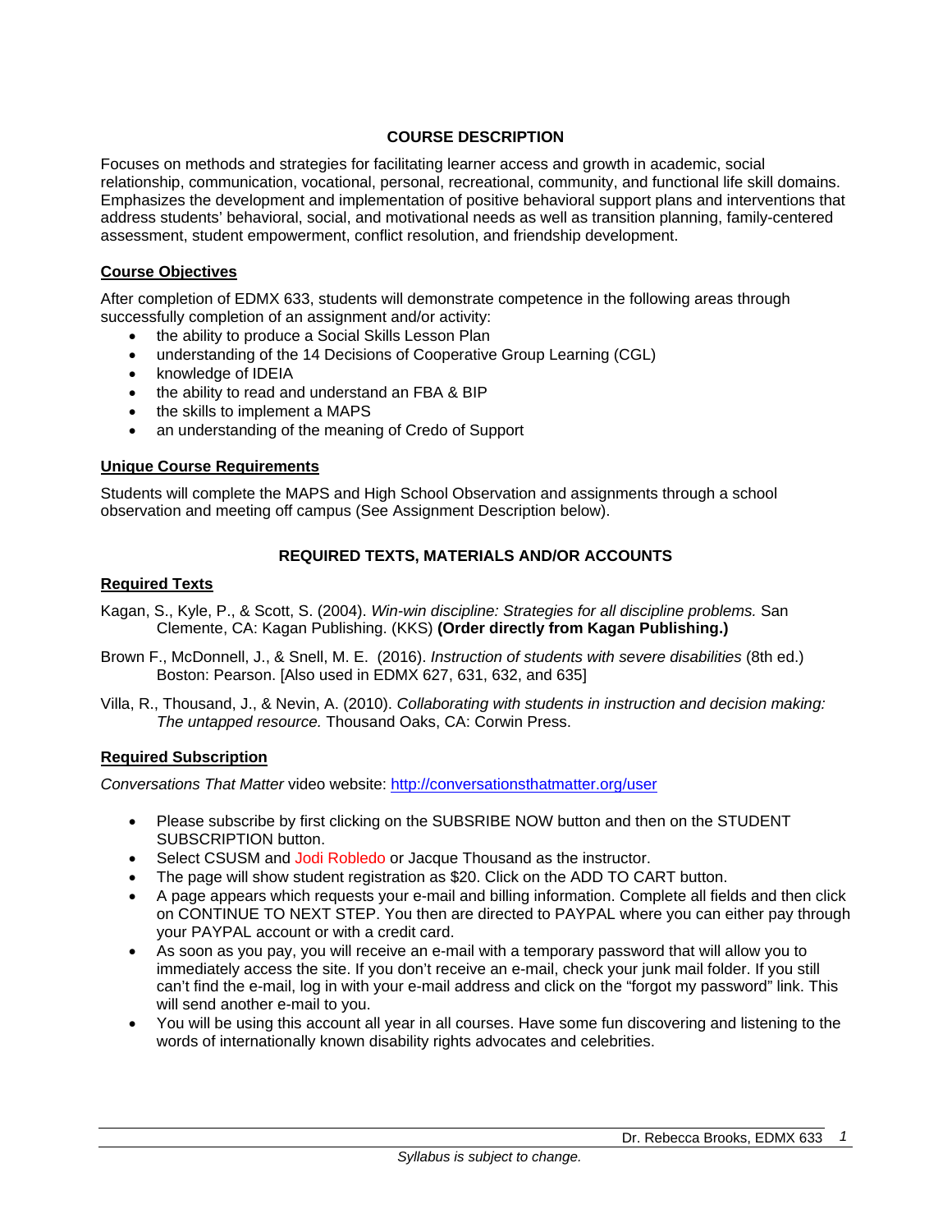## COURSE DESCRIPTION

Focuses on methods and strategies for facilitating learner access and growth in academic, social relationship, communication, vocational, personal, recreational, community, and functional life skill domains. Emphasizes the development and implementation of positive behavioral support plans and interventions that address students' behavioral, social, and motivational needs as well as transition planning, family-centered assessment, student empowerment, conflict resolution, and friendship development.

### Course Objectives

After completion of EDMX 633, students will demonstrate competence in the following areas through successfully completion of an assignment and/or activity:

- the ability to produce a Social Skills Lesson Plan
- understanding of the 14 Decisions of Cooperative Group Learning (CGL)
- knowledge of IDEIA
- the ability to read and understand an FBA & BIP
- the skills to implement a MAPS
- an understanding of the meaning of Credo of Support

### Unique Course Requirements

Students will complete the MAPS and High School Observation and assignments through a school observation and meeting off campus (See Assignment Description below).

## REQUIRED TEXTS, MATERIALS AND/OR ACCOUNTS

### Required Texts

Kagan, S., Kyle, P., & Scott, S. (2004). *Win-win discipline: Strategies for all discipline problems.* San Clemente, CA: Kagan Publishing. (KKS) **(Order directly from Kagan Publishing.)**

Brown F., McDonnell, J., & Snell, M. E. (2016). *Instruction of students with severe disabilities* (8th ed.) Boston: Pearson. [Also used in EDMX 627, 631, 632, and 635]

Villa, R., Thousand, J., & Nevin, A. (2010). *Collaborating with students in instruction and decision making: The untapped resource.* Thousand Oaks, CA: Corwin Press.

### Required Subscription

*Conversations That Matter* video website: http://conversationsthatmatter.org/user

- Please subscribe by first clicking on the SUBSRIBE NOW button and then on the STUDENT SUBSCRIPTION button.
- Select CSUSM and Jodi Robledo or Jacque Thousand as the instructor.
- The page will show student registration as $20. Click on the ADD TO CART button.
- A page appears which requests your e-mail and billing information. Complete all fields and then click on CONTINUE TO NEXT STEP. You then are directed to PAYPAL where you can either pay through your PAYPAL account or with a credit card.
- As soon as you pay, you will receive an e-mail with a temporary password that will allow you to immediately access the site. If you don't receive an e-mail, check your junk mail folder. If you still can't find the e-mail, log in with your e-mail address and click on the "forgot my password" link. This will send another e-mail to you.
- You will be using this account all year in all courses. Have some fun discovering and listening to the words of internationally known disability rights advocates and celebrities.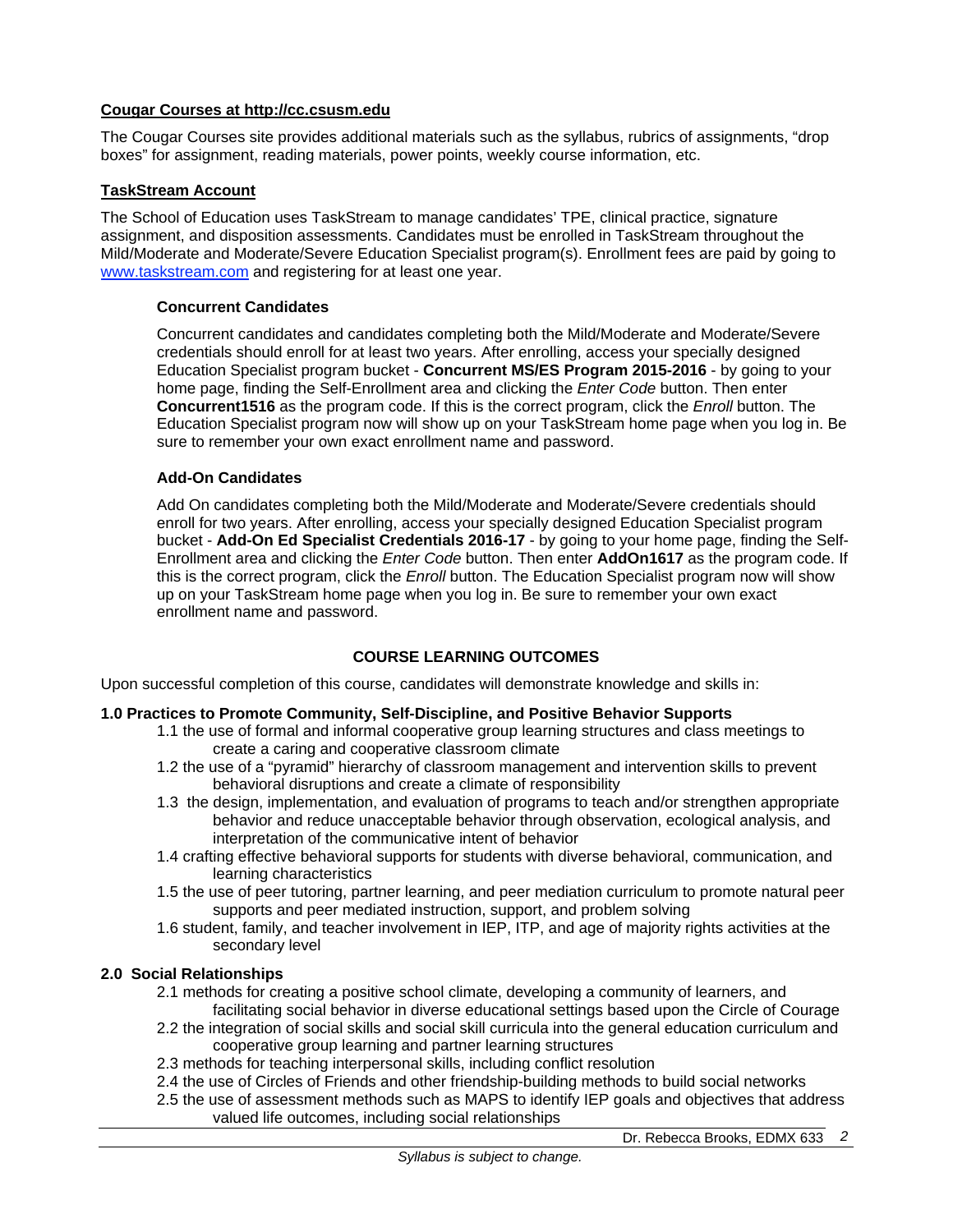**Cougar Courses at http://cc.csusm.edu**

The Cougar Courses site provides additional materials such as the syllabus, rubrics of assignments, "drop boxes" for assignment, reading materials, power points, weekly course information, etc.

**TaskStream Account**

The School of Education uses TaskStream to manage candidates' TPE, clinical practice, signature assignment, and disposition assessments. Candidates must be enrolled in TaskStream throughout the Mild/Moderate and Moderate/Severe Education Specialist program(s). Enrollment fees are paid by going to [www.taskstream.com](http://www.taskstream.com) and registering for at least one year.

**Concurrent Candidates**

Concurrent candidates and candidates completing both the Mild/Moderate and Moderate/Severe credentials should enroll for at least two years. After enrolling, access your specially designed Education Specialist program bucket - **Concurrent MS/ES Program 2015-2016** - by going to your home page, finding the Self-Enrollment area and clicking the *Enter Code* button. Then enter **Concurrent1516** as the program code. If this is the correct program, click the *Enroll* button. The Education Specialist program now will show up on your TaskStream home page when you log in. Be sure to remember your own exact enrollment name and password.

**Add-On Candidates**

Add On candidates completing both the Mild/Moderate and Moderate/Severe credentials should enroll for two years. After enrolling, access your specially designed Education Specialist program bucket - **Add-On Ed Specialist Credentials 2016-17** - by going to your home page, finding the Self-Enrollment area and clicking the *Enter Code* button. Then enter **AddOn1617** as the program code. If this is the correct program, click the *Enroll* button. The Education Specialist program now will show up on your TaskStream home page when you log in. Be sure to remember your own exact enrollment name and password.

## COURSE LEARNING OUTCOMES

Upon successful completion of this course, candidates will demonstrate knowledge and skills in:

**1.0 Practices to Promote Community, Self-Discipline, and Positive Behavior Supports**

- 1.1 the use of formal and informal cooperative group learning structures and class meetings to create a caring and cooperative classroom climate
- 1.2 the use of a "pyramid" hierarchy of classroom management and intervention skills to prevent behavioral disruptions and create a climate of responsibility
- 1.3 the design, implementation, and evaluation of programs to teach and/or strengthen appropriate behavior and reduce unacceptable behavior through observation, ecological analysis, and interpretation of the communicative intent of behavior
- 1.4 crafting effective behavioral supports for students with diverse behavioral, communication, and learning characteristics
- 1.5 the use of peer tutoring, partner learning, and peer mediation curriculum to promote natural peer supports and peer mediated instruction, support, and problem solving
- 1.6 student, family, and teacher involvement in IEP, ITP, and age of majority rights activities at the secondary level

**2.0 Social Relationships**

- 2.1 methods for creating a positive school climate, developing a community of learners, and facilitating social behavior in diverse educational settings based upon the Circle of Courage
- 2.2 the integration of social skills and social skill curricula into the general education curriculum and cooperative group learning and partner learning structures
- 2.3 methods for teaching interpersonal skills, including conflict resolution
- 2.4 the use of Circles of Friends and other friendship-building methods to build social networks
- 2.5 the use of assessment methods such as MAPS to identify IEP goals and objectives that address valued life outcomes, including social relationships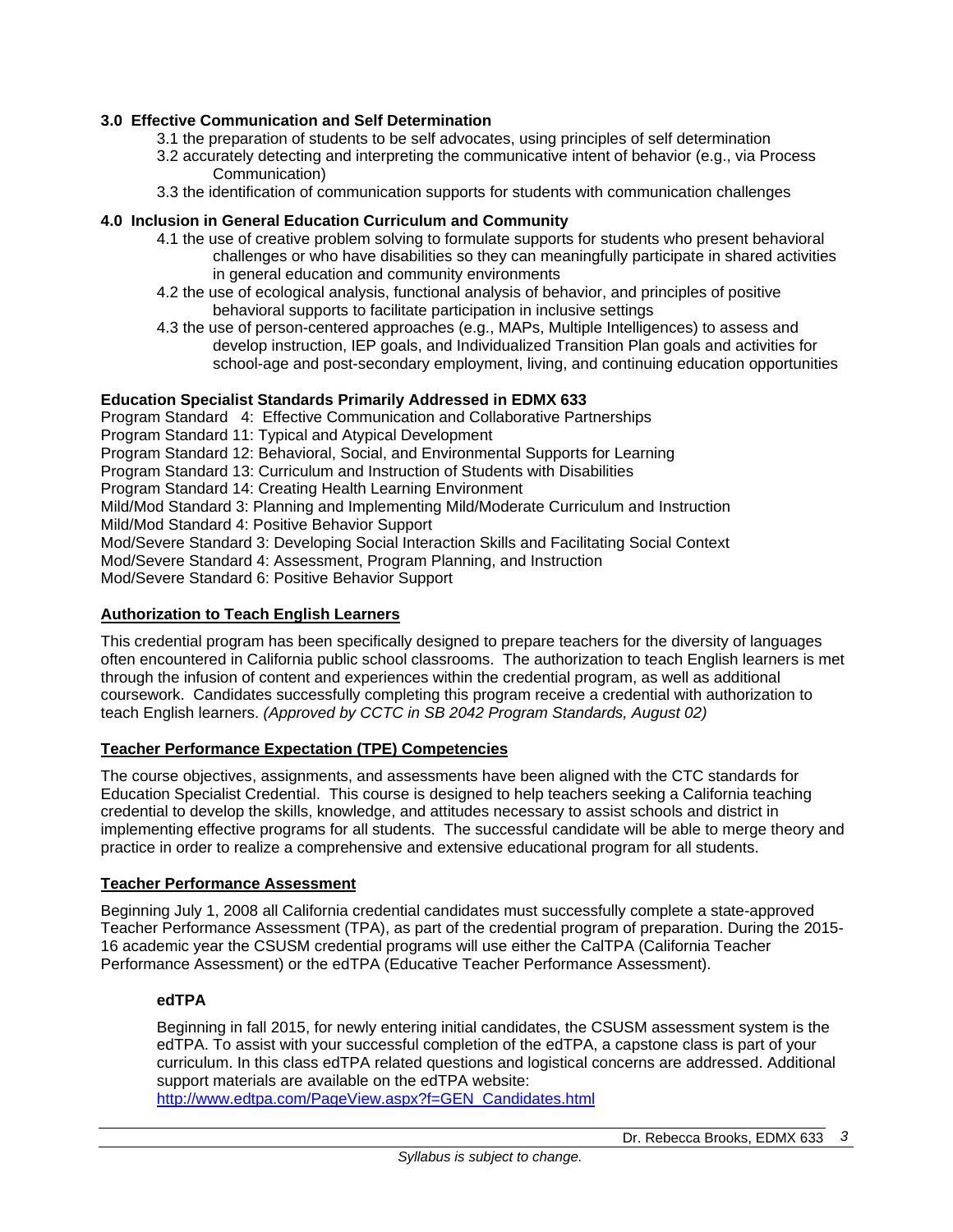**3.0 Effective Communication and Self Determination**

3.1 the preparation of students to be self advocates, using principles of self determination

3.2 accurately detecting and interpreting the communicative intent of behavior (e.g., via Process Communication)

3.3 the identification of communication supports for students with communication challenges

**4.0 Inclusion in General Education Curriculum and Community**

4.1 the use of creative problem solving to formulate supports for students who present behavioral challenges or who have disabilities so they can meaningfully participate in shared activities in general education and community environments

4.2 the use of ecological analysis, functional analysis of behavior, and principles of positive behavioral supports to facilitate participation in inclusive settings

4.3 the use of person-centered approaches (e.g., MAPs, Multiple Intelligences) to assess and develop instruction, IEP goals, and Individualized Transition Plan goals and activities for school-age and post-secondary employment, living, and continuing education opportunities

**Education Specialist Standards Primarily Addressed in EDMX 633**

Program Standard 4: Effective Communication and Collaborative Partnerships
Program Standard 11: Typical and Atypical Development
Program Standard 12: Behavioral, Social, and Environmental Supports for Learning
Program Standard 13: Curriculum and Instruction of Students with Disabilities
Program Standard 14: Creating Health Learning Environment
Mild/Mod Standard 3: Planning and Implementing Mild/Moderate Curriculum and Instruction
Mild/Mod Standard 4: Positive Behavior Support
Mod/Severe Standard 3: Developing Social Interaction Skills and Facilitating Social Context
Mod/Severe Standard 4: Assessment, Program Planning, and Instruction
Mod/Severe Standard 6: Positive Behavior Support

## Authorization to Teach English Learners

This credential program has been specifically designed to prepare teachers for the diversity of languages often encountered in California public school classrooms. The authorization to teach English learners is met through the infusion of content and experiences within the credential program, as well as additional coursework. Candidates successfully completing this program receive a credential with authorization to teach English learners. *(Approved by CCTC in SB 2042 Program Standards, August 02)*

## Teacher Performance Expectation (TPE) Competencies

The course objectives, assignments, and assessments have been aligned with the CTC standards for Education Specialist Credential. This course is designed to help teachers seeking a California teaching credential to develop the skills, knowledge, and attitudes necessary to assist schools and district in implementing effective programs for all students. The successful candidate will be able to merge theory and practice in order to realize a comprehensive and extensive educational program for all students.

## Teacher Performance Assessment

Beginning July 1, 2008 all California credential candidates must successfully complete a state-approved Teacher Performance Assessment (TPA), as part of the credential program of preparation. During the 2015-16 academic year the CSUSM credential programs will use either the CalTPA (California Teacher Performance Assessment) or the edTPA (Educative Teacher Performance Assessment).

### edTPA

Beginning in fall 2015, for newly entering initial candidates, the CSUSM assessment system is the edTPA. To assist with your successful completion of the edTPA, a capstone class is part of your curriculum. In this class edTPA related questions and logistical concerns are addressed. Additional support materials are available on the edTPA website:
http://www.edtpa.com/PageView.aspx?f=GEN_Candidates.html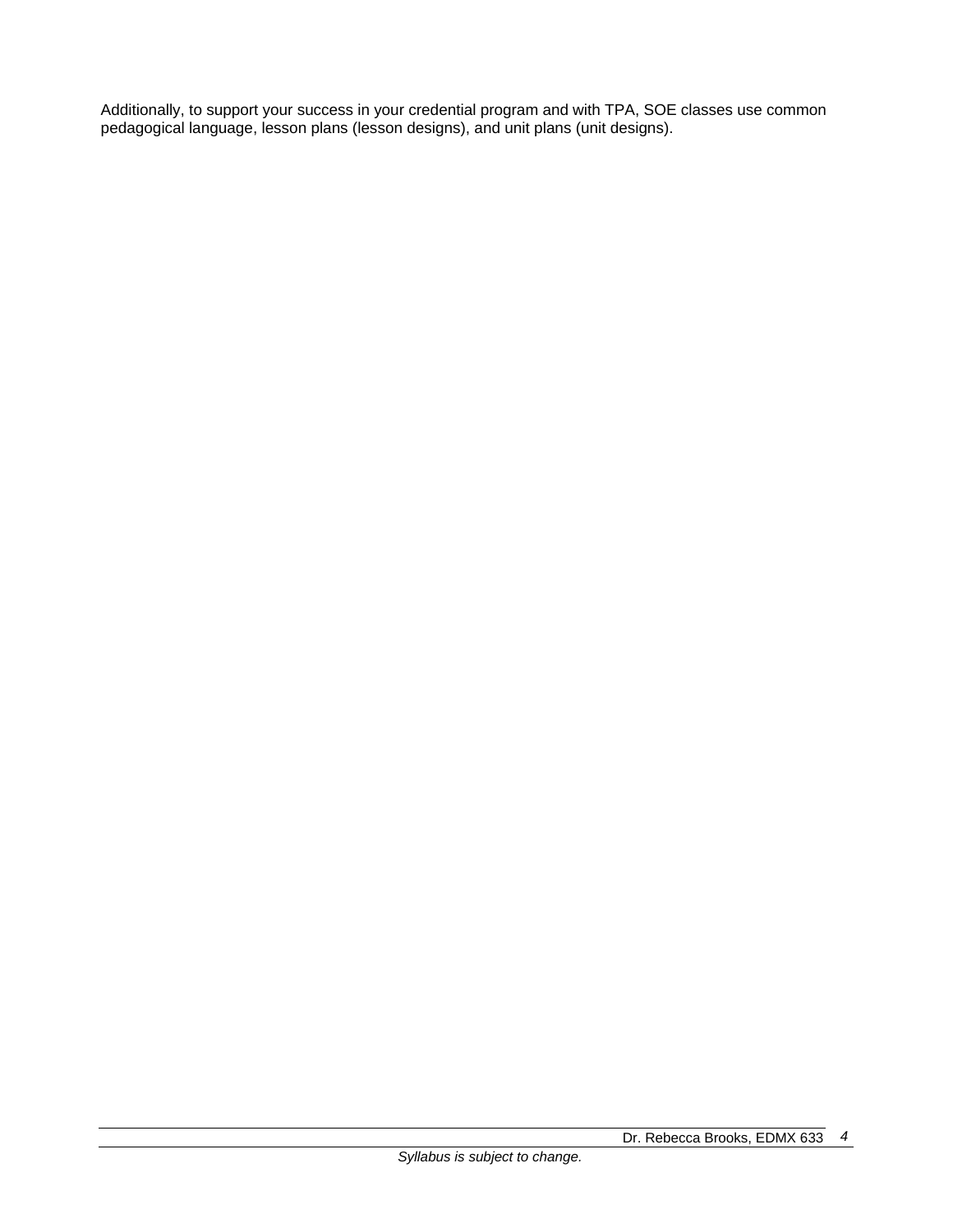Additionally, to support your success in your credential program and with TPA, SOE classes use common pedagogical language, lesson plans (lesson designs), and unit plans (unit designs).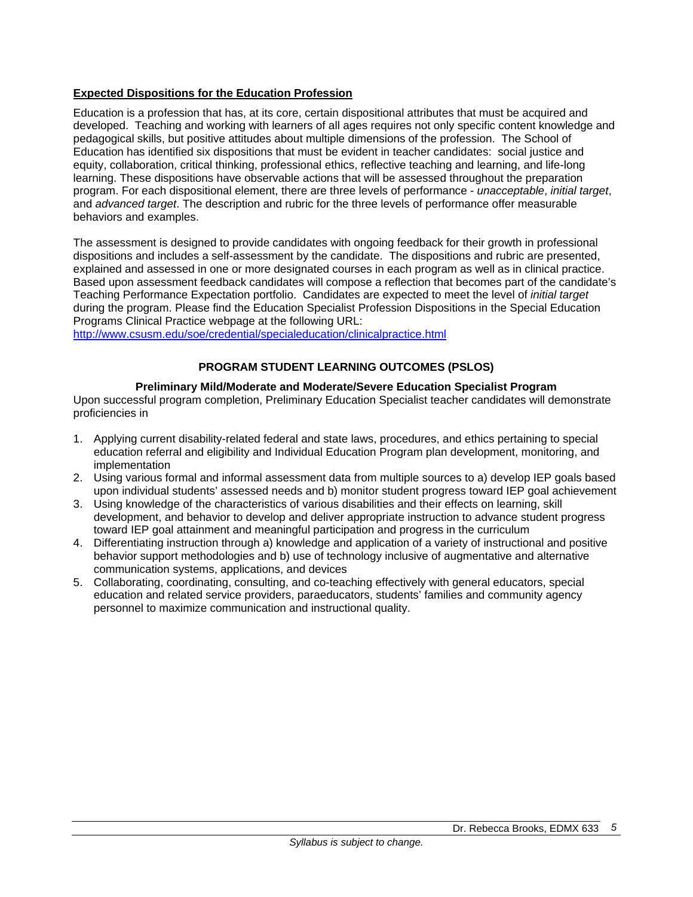## **Expected Dispositions for the Education Profession**

Education is a profession that has, at its core, certain dispositional attributes that must be acquired and developed. Teaching and working with learners of all ages requires not only specific content knowledge and pedagogical skills, but positive attitudes about multiple dimensions of the profession. The School of Education has identified six dispositions that must be evident in teacher candidates: social justice and equity, collaboration, critical thinking, professional ethics, reflective teaching and learning, and life-long learning. These dispositions have observable actions that will be assessed throughout the preparation program. For each dispositional element, there are three levels of performance - *unacceptable*, *initial target*, and *advanced target*. The description and rubric for the three levels of performance offer measurable behaviors and examples.

The assessment is designed to provide candidates with ongoing feedback for their growth in professional dispositions and includes a self-assessment by the candidate. The dispositions and rubric are presented, explained and assessed in one or more designated courses in each program as well as in clinical practice. Based upon assessment feedback candidates will compose a reflection that becomes part of the candidate's Teaching Performance Expectation portfolio. Candidates are expected to meet the level of *initial target* during the program. Please find the Education Specialist Profession Dispositions in the Special Education Programs Clinical Practice webpage at the following URL:
http://www.csusm.edu/soe/credential/specialeducation/clinicalpractice.html

## PROGRAM STUDENT LEARNING OUTCOMES (PSLOS)

### Preliminary Mild/Moderate and Moderate/Severe Education Specialist Program

Upon successful program completion, Preliminary Education Specialist teacher candidates will demonstrate proficiencies in

1. Applying current disability-related federal and state laws, procedures, and ethics pertaining to special education referral and eligibility and Individual Education Program plan development, monitoring, and implementation
2. Using various formal and informal assessment data from multiple sources to a) develop IEP goals based upon individual students' assessed needs and b) monitor student progress toward IEP goal achievement
3. Using knowledge of the characteristics of various disabilities and their effects on learning, skill development, and behavior to develop and deliver appropriate instruction to advance student progress toward IEP goal attainment and meaningful participation and progress in the curriculum
4. Differentiating instruction through a) knowledge and application of a variety of instructional and positive behavior support methodologies and b) use of technology inclusive of augmentative and alternative communication systems, applications, and devices
5. Collaborating, coordinating, consulting, and co-teaching effectively with general educators, special education and related service providers, paraeducators, students' families and community agency personnel to maximize communication and instructional quality.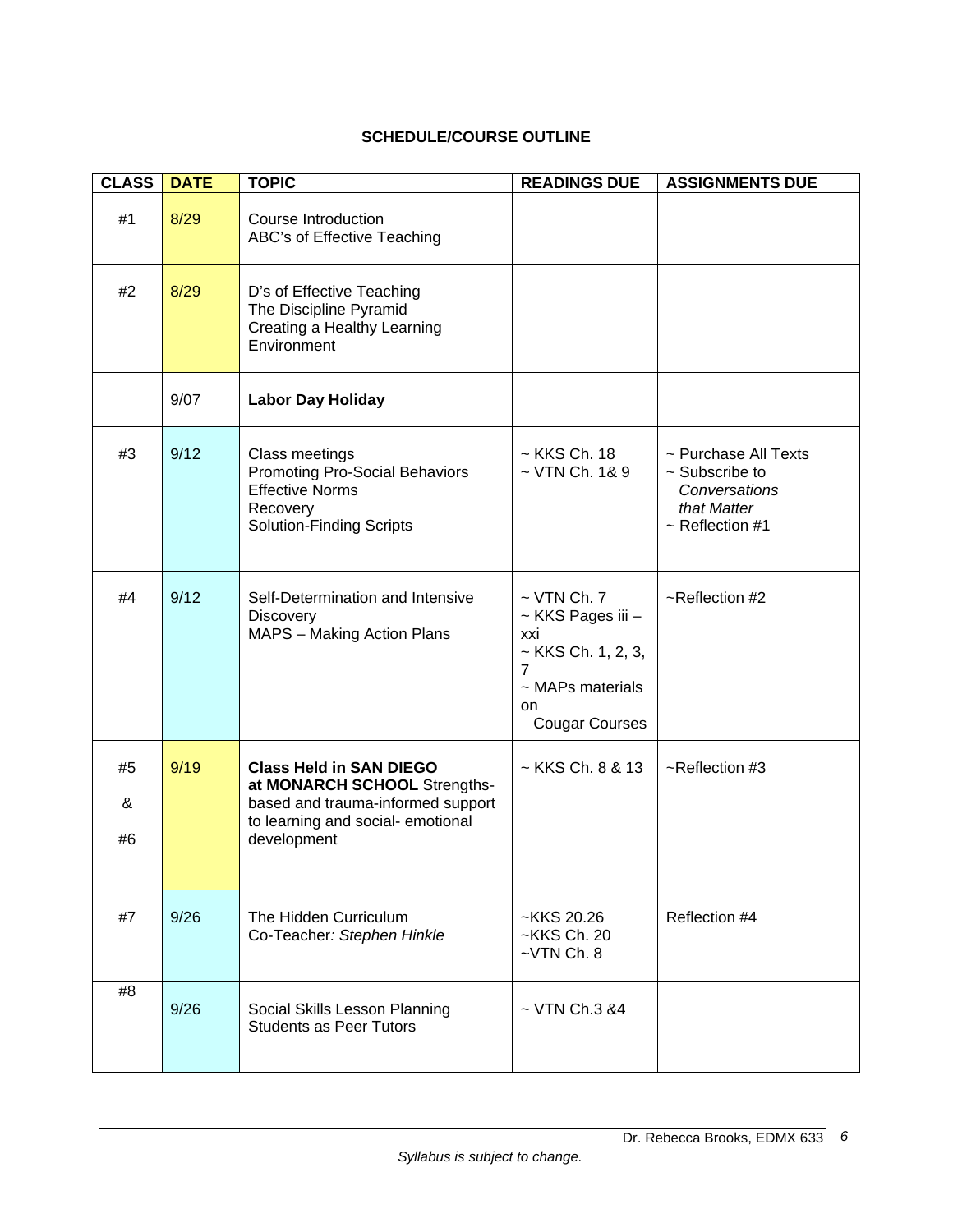**SCHEDULE/COURSE OUTLINE**

| CLASS | DATE | TOPIC | READINGS DUE | ASSIGNMENTS DUE |
|---|---|---|---|---|
| #1 | 8/29 | Course Introduction<br>ABC's of Effective Teaching | | |
| #2 | 8/29 | D's of Effective Teaching<br>The Discipline Pyramid<br>Creating a Healthy Learning Environment | | |
| | 9/07 | **Labor Day Holiday** | | |
| #3 | 9/12 | Class meetings<br>Promoting Pro-Social Behaviors<br>Effective Norms<br>Recovery<br>Solution-Finding Scripts | ~ KKS Ch. 18<br>~ VTN Ch. 1& 9 | ~ Purchase All Texts<br>~ Subscribe to *Conversations that Matter*<br>~ Reflection #1 |
| #4 | 9/12 | Self-Determination and Intensive Discovery<br>MAPS – Making Action Plans | ~ VTN Ch. 7<br>~ KKS Pages iii – xxi<br>~ KKS Ch. 1, 2, 3, 7<br>~ MAPs materials on Cougar Courses | ~Reflection #2 |
| #5 & #6 | 9/19 | **Class Held in SAN DIEGO at MONARCH SCHOOL** Strengths-based and trauma-informed support to learning and social- emotional development | ~ KKS Ch. 8 & 13 | ~Reflection #3 |
| #7 | 9/26 | The Hidden Curriculum<br>Co-Teacher*: Stephen Hinkle* | ~KKS 20.26<br>~KKS Ch. 20<br>~VTN Ch. 8 | Reflection #4 |
| #8 | 9/26 | Social Skills Lesson Planning<br>Students as Peer Tutors | ~ VTN Ch.3 &4 | |

*Syllabus is subject to change.*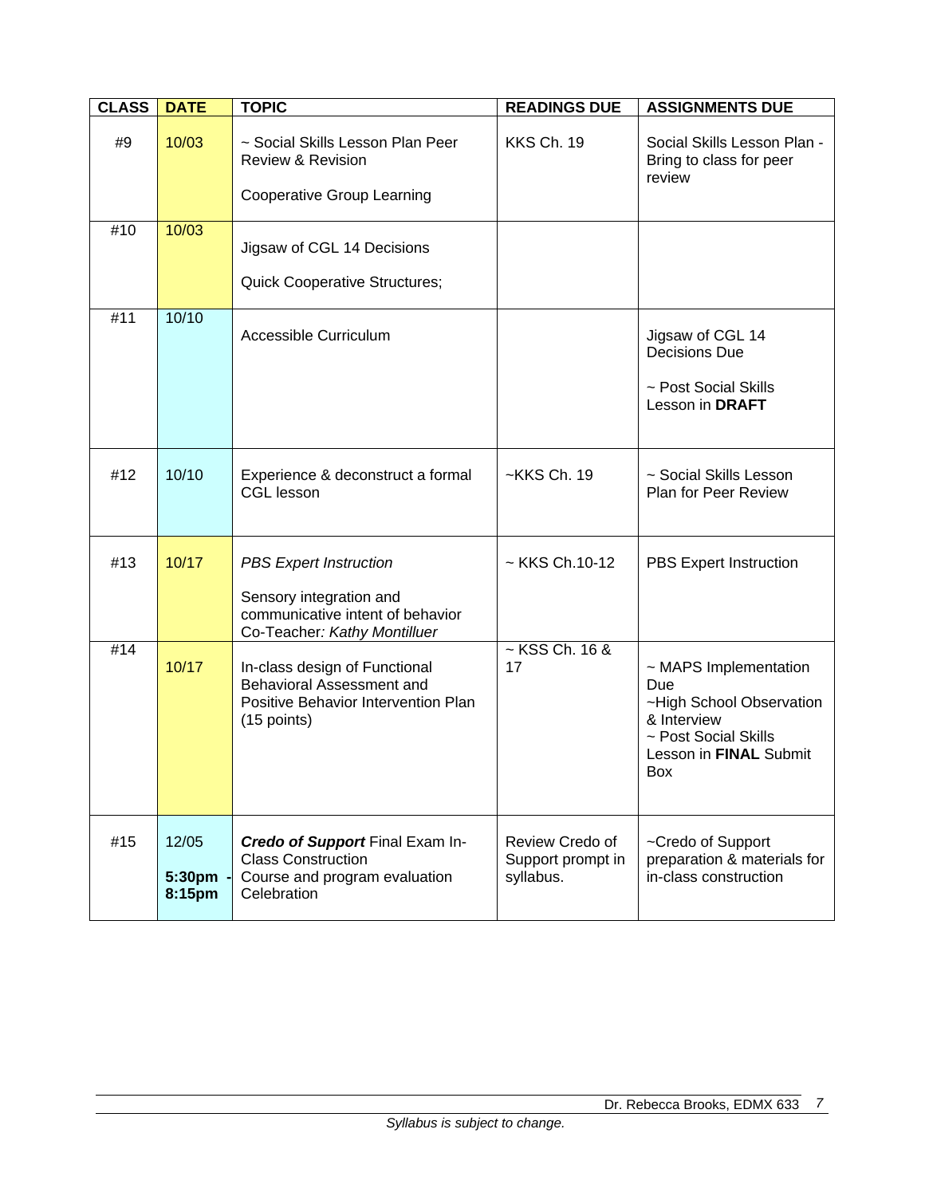| CLASS | DATE | TOPIC | READINGS DUE | ASSIGNMENTS DUE |
|---|---|---|---|---|
| #9 | 10/03 | ~ Social Skills Lesson Plan Peer Review & Revision<br><br>Cooperative Group Learning | KKS Ch. 19 | Social Skills Lesson Plan - Bring to class for peer review |
| #10 | 10/03 | Jigsaw of CGL 14 Decisions<br><br>Quick Cooperative Structures; | | |
| #11 | 10/10 | Accessible Curriculum | | Jigsaw of CGL 14 Decisions Due<br><br>~ Post Social Skills Lesson in **DRAFT** |
| #12 | 10/10 | Experience & deconstruct a formal CGL lesson | ~KKS Ch. 19 | ~ Social Skills Lesson Plan for Peer Review |
| #13 | 10/17 | *PBS Expert Instruction*<br><br>Sensory integration and communicative intent of behavior Co-Teacher: *Kathy Montilluer* | ~ KKS Ch.10-12 | PBS Expert Instruction |
| #14 | 10/17 | In-class design of Functional Behavioral Assessment and Positive Behavior Intervention Plan (15 points) | ~ KSS Ch. 16 & 17 | ~ MAPS Implementation Due<br>~High School Observation & Interview<br>~ Post Social Skills Lesson in **FINAL** Submit Box |
| #15 | 12/05<br><br>**5:30pm - 8:15pm** | ***Credo of Support*** Final Exam In-Class Construction<br>Course and program evaluation<br>Celebration | Review Credo of Support prompt in syllabus. | ~Credo of Support preparation & materials for in-class construction |

*Syllabus is subject to change.*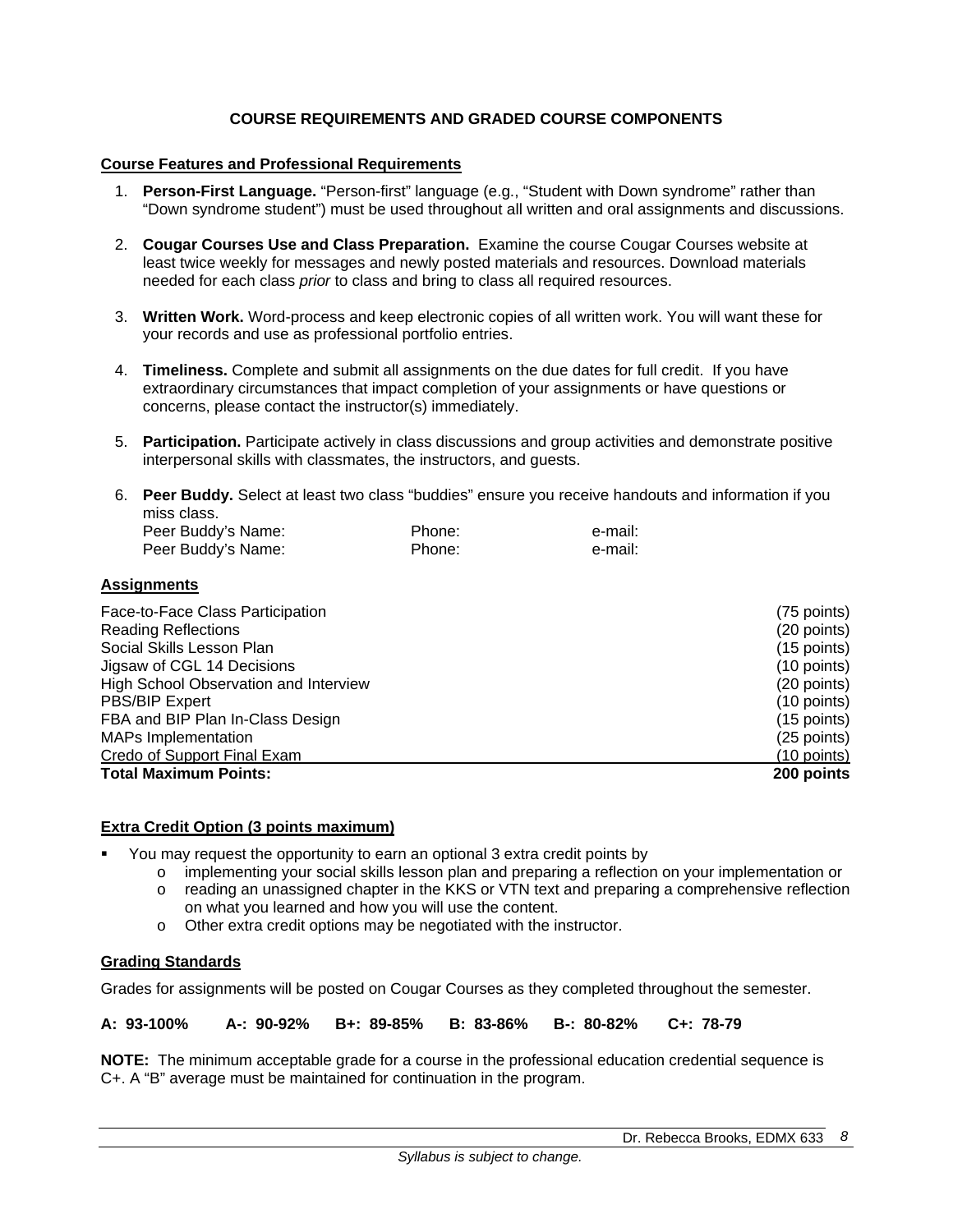## COURSE REQUIREMENTS AND GRADED COURSE COMPONENTS

### Course Features and Professional Requirements

1. **Person-First Language.** "Person-first" language (e.g., "Student with Down syndrome" rather than "Down syndrome student") must be used throughout all written and oral assignments and discussions.

2. **Cougar Courses Use and Class Preparation.** Examine the course Cougar Courses website at least twice weekly for messages and newly posted materials and resources. Download materials needed for each class *prior* to class and bring to class all required resources.

3. **Written Work.** Word-process and keep electronic copies of all written work. You will want these for your records and use as professional portfolio entries.

4. **Timeliness.** Complete and submit all assignments on the due dates for full credit. If you have extraordinary circumstances that impact completion of your assignments or have questions or concerns, please contact the instructor(s) immediately.

5. **Participation.** Participate actively in class discussions and group activities and demonstrate positive interpersonal skills with classmates, the instructors, and guests.

6. **Peer Buddy.** Select at least two class "buddies" ensure you receive handouts and information if you miss class.
   Peer Buddy's Name: Phone: e-mail:
   Peer Buddy's Name: Phone: e-mail:

### Assignments

| Assignment | Points |
|---|---|
| Face-to-Face Class Participation | (75 points) |
| Reading Reflections | (20 points) |
| Social Skills Lesson Plan | (15 points) |
| Jigsaw of CGL 14 Decisions | (10 points) |
| High School Observation and Interview | (20 points) |
| PBS/BIP Expert | (10 points) |
| FBA and BIP Plan In-Class Design | (15 points) |
| MAPs Implementation | (25 points) |
| Credo of Support Final Exam | (10 points) |
| **Total Maximum Points:** | **200 points** |

### Extra Credit Option (3 points maximum)

- You may request the opportunity to earn an optional 3 extra credit points by
  - implementing your social skills lesson plan and preparing a reflection on your implementation or
  - reading an unassigned chapter in the KKS or VTN text and preparing a comprehensive reflection on what you learned and how you will use the content.
  - Other extra credit options may be negotiated with the instructor.

### Grading Standards

Grades for assignments will be posted on Cougar Courses as they completed throughout the semester.

**A: 93-100% A-: 90-92% B+: 89-85% B: 83-86% B-: 80-82% C+: 78-79**

**NOTE:** The minimum acceptable grade for a course in the professional education credential sequence is C+. A "B" average must be maintained for continuation in the program.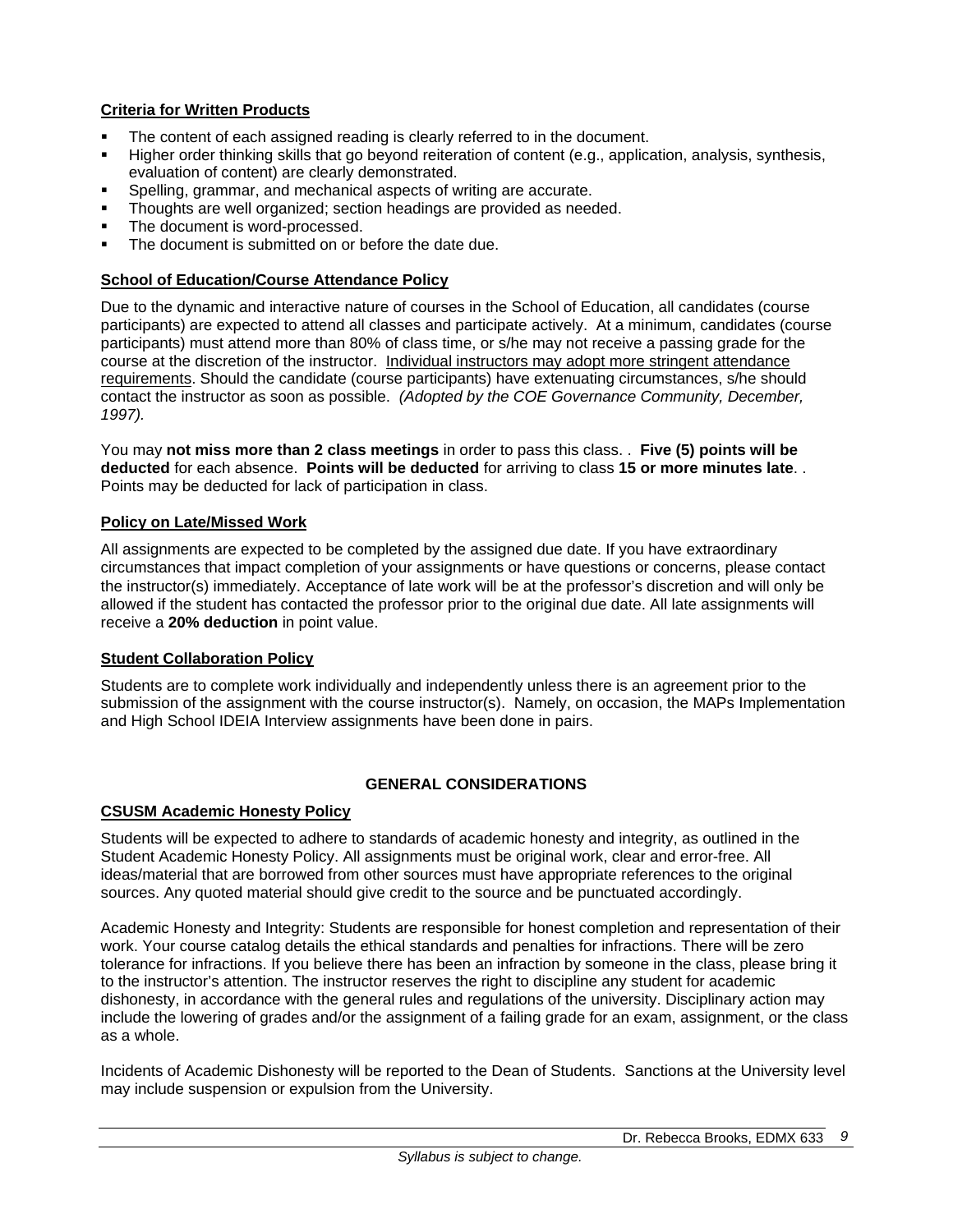### Criteria for Written Products

- The content of each assigned reading is clearly referred to in the document.
- Higher order thinking skills that go beyond reiteration of content (e.g., application, analysis, synthesis, evaluation of content) are clearly demonstrated.
- Spelling, grammar, and mechanical aspects of writing are accurate.
- Thoughts are well organized; section headings are provided as needed.
- The document is word-processed.
- The document is submitted on or before the date due.

### School of Education/Course Attendance Policy

Due to the dynamic and interactive nature of courses in the School of Education, all candidates (course participants) are expected to attend all classes and participate actively. At a minimum, candidates (course participants) must attend more than 80% of class time, or s/he may not receive a passing grade for the course at the discretion of the instructor. Individual instructors may adopt more stringent attendance requirements. Should the candidate (course participants) have extenuating circumstances, s/he should contact the instructor as soon as possible. *(Adopted by the COE Governance Community, December, 1997).*

You may **not miss more than 2 class meetings** in order to pass this class. . **Five (5) points will be deducted** for each absence. **Points will be deducted** for arriving to class **15 or more minutes late**. . Points may be deducted for lack of participation in class.

### Policy on Late/Missed Work

All assignments are expected to be completed by the assigned due date. If you have extraordinary circumstances that impact completion of your assignments or have questions or concerns, please contact the instructor(s) immediately. Acceptance of late work will be at the professor's discretion and will only be allowed if the student has contacted the professor prior to the original due date. All late assignments will receive a **20% deduction** in point value.

### Student Collaboration Policy

Students are to complete work individually and independently unless there is an agreement prior to the submission of the assignment with the course instructor(s). Namely, on occasion, the MAPs Implementation and High School IDEIA Interview assignments have been done in pairs.

## GENERAL CONSIDERATIONS

### CSUSM Academic Honesty Policy

Students will be expected to adhere to standards of academic honesty and integrity, as outlined in the Student Academic Honesty Policy. All assignments must be original work, clear and error-free. All ideas/material that are borrowed from other sources must have appropriate references to the original sources. Any quoted material should give credit to the source and be punctuated accordingly.

Academic Honesty and Integrity: Students are responsible for honest completion and representation of their work. Your course catalog details the ethical standards and penalties for infractions. There will be zero tolerance for infractions. If you believe there has been an infraction by someone in the class, please bring it to the instructor's attention. The instructor reserves the right to discipline any student for academic dishonesty, in accordance with the general rules and regulations of the university. Disciplinary action may include the lowering of grades and/or the assignment of a failing grade for an exam, assignment, or the class as a whole.

Incidents of Academic Dishonesty will be reported to the Dean of Students. Sanctions at the University level may include suspension or expulsion from the University.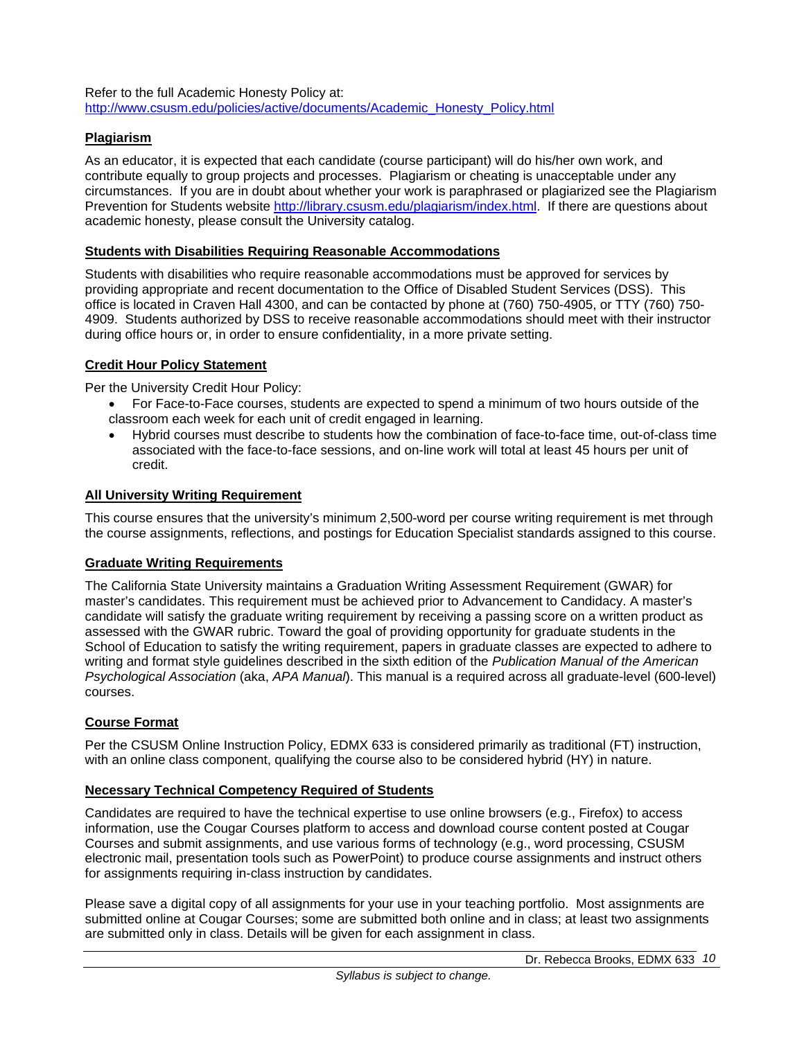Refer to the full Academic Honesty Policy at:
http://www.csusm.edu/policies/active/documents/Academic_Honesty_Policy.html

### Plagiarism

As an educator, it is expected that each candidate (course participant) will do his/her own work, and contribute equally to group projects and processes. Plagiarism or cheating is unacceptable under any circumstances. If you are in doubt about whether your work is paraphrased or plagiarized see the Plagiarism Prevention for Students website http://library.csusm.edu/plagiarism/index.html. If there are questions about academic honesty, please consult the University catalog.

### Students with Disabilities Requiring Reasonable Accommodations

Students with disabilities who require reasonable accommodations must be approved for services by providing appropriate and recent documentation to the Office of Disabled Student Services (DSS). This office is located in Craven Hall 4300, and can be contacted by phone at (760) 750-4905, or TTY (760) 750-4909. Students authorized by DSS to receive reasonable accommodations should meet with their instructor during office hours or, in order to ensure confidentiality, in a more private setting.

### Credit Hour Policy Statement

Per the University Credit Hour Policy:

- For Face-to-Face courses, students are expected to spend a minimum of two hours outside of the classroom each week for each unit of credit engaged in learning.
- Hybrid courses must describe to students how the combination of face-to-face time, out-of-class time associated with the face-to-face sessions, and on-line work will total at least 45 hours per unit of credit.

### All University Writing Requirement

This course ensures that the university's minimum 2,500-word per course writing requirement is met through the course assignments, reflections, and postings for Education Specialist standards assigned to this course.

### Graduate Writing Requirements

The California State University maintains a Graduation Writing Assessment Requirement (GWAR) for master's candidates. This requirement must be achieved prior to Advancement to Candidacy. A master's candidate will satisfy the graduate writing requirement by receiving a passing score on a written product as assessed with the GWAR rubric. Toward the goal of providing opportunity for graduate students in the School of Education to satisfy the writing requirement, papers in graduate classes are expected to adhere to writing and format style guidelines described in the sixth edition of the *Publication Manual of the American Psychological Association* (aka, *APA Manual*). This manual is a required across all graduate-level (600-level) courses.

### Course Format

Per the CSUSM Online Instruction Policy, EDMX 633 is considered primarily as traditional (FT) instruction, with an online class component, qualifying the course also to be considered hybrid (HY) in nature.

### Necessary Technical Competency Required of Students

Candidates are required to have the technical expertise to use online browsers (e.g., Firefox) to access information, use the Cougar Courses platform to access and download course content posted at Cougar Courses and submit assignments, and use various forms of technology (e.g., word processing, CSUSM electronic mail, presentation tools such as PowerPoint) to produce course assignments and instruct others for assignments requiring in-class instruction by candidates.

Please save a digital copy of all assignments for your use in your teaching portfolio. Most assignments are submitted online at Cougar Courses; some are submitted both online and in class; at least two assignments are submitted only in class. Details will be given for each assignment in class.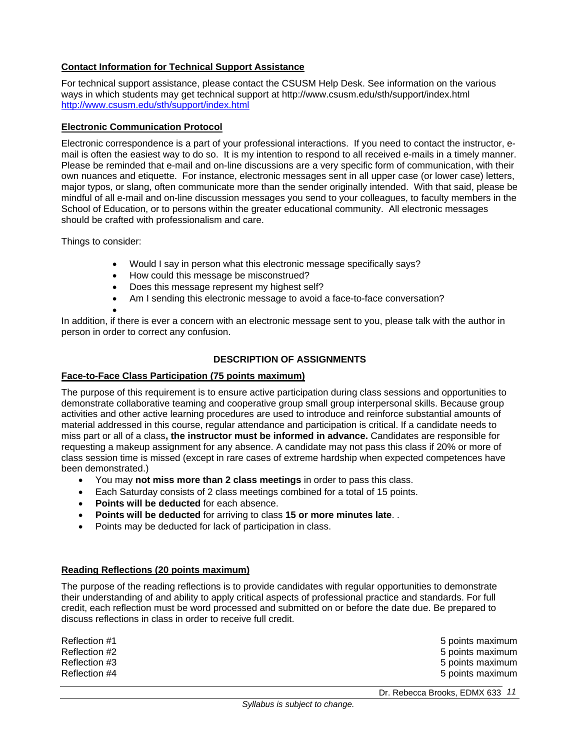**Contact Information for Technical Support Assistance**

For technical support assistance, please contact the CSUSM Help Desk. See information on the various ways in which students may get technical support at http://www.csusm.edu/sth/support/index.html http://www.csusm.edu/sth/support/index.html

**Electronic Communication Protocol**

Electronic correspondence is a part of your professional interactions. If you need to contact the instructor, e-mail is often the easiest way to do so. It is my intention to respond to all received e-mails in a timely manner. Please be reminded that e-mail and on-line discussions are a very specific form of communication, with their own nuances and etiquette. For instance, electronic messages sent in all upper case (or lower case) letters, major typos, or slang, often communicate more than the sender originally intended. With that said, please be mindful of all e-mail and on-line discussion messages you send to your colleagues, to faculty members in the School of Education, or to persons within the greater educational community. All electronic messages should be crafted with professionalism and care.

Things to consider:

- Would I say in person what this electronic message specifically says?
- How could this message be misconstrued?
- Does this message represent my highest self?
- Am I sending this electronic message to avoid a face-to-face conversation?

In addition, if there is ever a concern with an electronic message sent to you, please talk with the author in person in order to correct any confusion.

## DESCRIPTION OF ASSIGNMENTS

**Face-to-Face Class Participation (75 points maximum)**

The purpose of this requirement is to ensure active participation during class sessions and opportunities to demonstrate collaborative teaming and cooperative group small group interpersonal skills. Because group activities and other active learning procedures are used to introduce and reinforce substantial amounts of material addressed in this course, regular attendance and participation is critical. If a candidate needs to miss part or all of a class**, the instructor must be informed in advance.** Candidates are responsible for requesting a makeup assignment for any absence. A candidate may not pass this class if 20% or more of class session time is missed (except in rare cases of extreme hardship when expected competences have been demonstrated.)

- You may **not miss more than 2 class meetings** in order to pass this class.
- Each Saturday consists of 2 class meetings combined for a total of 15 points.
- **Points will be deducted** for each absence.
- **Points will be deducted** for arriving to class **15 or more minutes late**. .
- Points may be deducted for lack of participation in class.

**Reading Reflections (20 points maximum)**

The purpose of the reading reflections is to provide candidates with regular opportunities to demonstrate their understanding of and ability to apply critical aspects of professional practice and standards. For full credit, each reflection must be word processed and submitted on or before the date due. Be prepared to discuss reflections in class in order to receive full credit.

| | |
|---|---|
| Reflection #1 | 5 points maximum |
| Reflection #2 | 5 points maximum |
| Reflection #3 | 5 points maximum |
| Reflection #4 | 5 points maximum |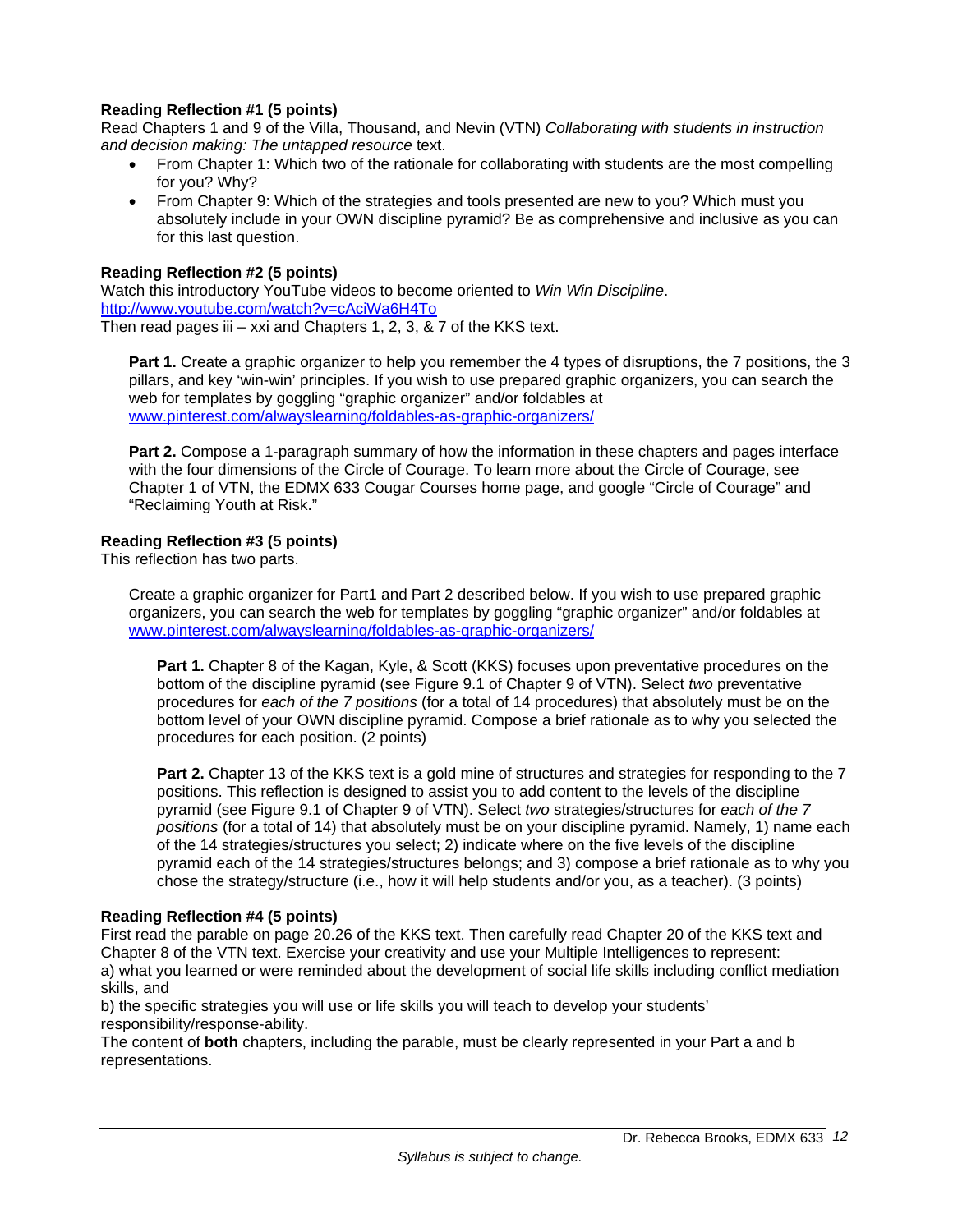**Reading Reflection #1 (5 points)**
Read Chapters 1 and 9 of the Villa, Thousand, and Nevin (VTN) *Collaborating with students in instruction and decision making: The untapped resource* text.

- From Chapter 1: Which two of the rationale for collaborating with students are the most compelling for you? Why?
- From Chapter 9: Which of the strategies and tools presented are new to you? Which must you absolutely include in your OWN discipline pyramid? Be as comprehensive and inclusive as you can for this last question.

**Reading Reflection #2 (5 points)**
Watch this introductory YouTube videos to become oriented to *Win Win Discipline*.
http://www.youtube.com/watch?v=cAciWa6H4To
Then read pages iii – xxi and Chapters 1, 2, 3, & 7 of the KKS text.

> **Part 1.** Create a graphic organizer to help you remember the 4 types of disruptions, the 7 positions, the 3 pillars, and key 'win-win' principles. If you wish to use prepared graphic organizers, you can search the web for templates by goggling "graphic organizer" and/or foldables at www.pinterest.com/alwayslearning/foldables-as-graphic-organizers/
>
> **Part 2.** Compose a 1-paragraph summary of how the information in these chapters and pages interface with the four dimensions of the Circle of Courage. To learn more about the Circle of Courage, see Chapter 1 of VTN, the EDMX 633 Cougar Courses home page, and google "Circle of Courage" and "Reclaiming Youth at Risk."

**Reading Reflection #3 (5 points)**
This reflection has two parts.

> Create a graphic organizer for Part1 and Part 2 described below. If you wish to use prepared graphic organizers, you can search the web for templates by goggling "graphic organizer" and/or foldables at www.pinterest.com/alwayslearning/foldables-as-graphic-organizers/
>
> > **Part 1.** Chapter 8 of the Kagan, Kyle, & Scott (KKS) focuses upon preventative procedures on the bottom of the discipline pyramid (see Figure 9.1 of Chapter 9 of VTN). Select *two* preventative procedures for *each of the 7 positions* (for a total of 14 procedures) that absolutely must be on the bottom level of your OWN discipline pyramid. Compose a brief rationale as to why you selected the procedures for each position. (2 points)
> >
> > **Part 2.** Chapter 13 of the KKS text is a gold mine of structures and strategies for responding to the 7 positions. This reflection is designed to assist you to add content to the levels of the discipline pyramid (see Figure 9.1 of Chapter 9 of VTN). Select *two* strategies/structures for *each of the 7 positions* (for a total of 14) that absolutely must be on your discipline pyramid. Namely, 1) name each of the 14 strategies/structures you select; 2) indicate where on the five levels of the discipline pyramid each of the 14 strategies/structures belongs; and 3) compose a brief rationale as to why you chose the strategy/structure (i.e., how it will help students and/or you, as a teacher). (3 points)

**Reading Reflection #4 (5 points)**
First read the parable on page 20.26 of the KKS text. Then carefully read Chapter 20 of the KKS text and Chapter 8 of the VTN text. Exercise your creativity and use your Multiple Intelligences to represent:
a) what you learned or were reminded about the development of social life skills including conflict mediation skills, and
b) the specific strategies you will use or life skills you will teach to develop your students' responsibility/response-ability.
The content of **both** chapters, including the parable, must be clearly represented in your Part a and b representations.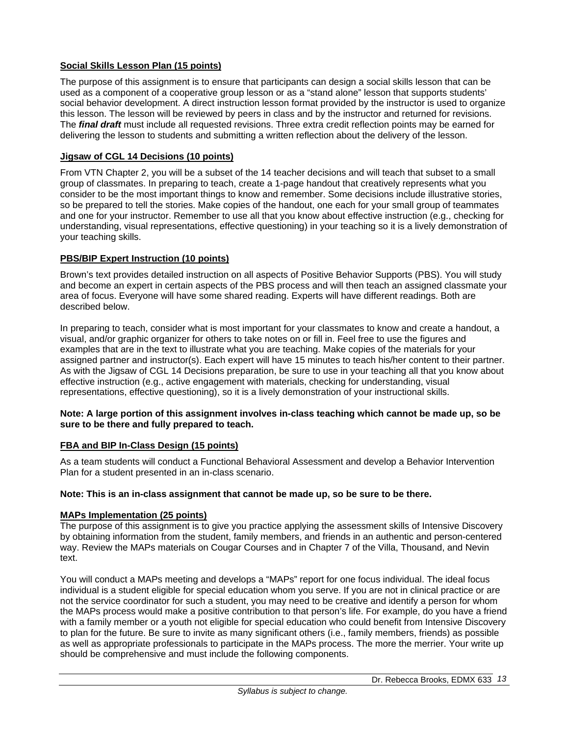**Social Skills Lesson Plan (15 points)**

The purpose of this assignment is to ensure that participants can design a social skills lesson that can be used as a component of a cooperative group lesson or as a "stand alone" lesson that supports students' social behavior development. A direct instruction lesson format provided by the instructor is used to organize this lesson. The lesson will be reviewed by peers in class and by the instructor and returned for revisions. The ***final draft*** must include all requested revisions. Three extra credit reflection points may be earned for delivering the lesson to students and submitting a written reflection about the delivery of the lesson.

**Jigsaw of CGL 14 Decisions (10 points)**

From VTN Chapter 2, you will be a subset of the 14 teacher decisions and will teach that subset to a small group of classmates. In preparing to teach, create a 1-page handout that creatively represents what you consider to be the most important things to know and remember. Some decisions include illustrative stories, so be prepared to tell the stories. Make copies of the handout, one each for your small group of teammates and one for your instructor. Remember to use all that you know about effective instruction (e.g., checking for understanding, visual representations, effective questioning) in your teaching so it is a lively demonstration of your teaching skills.

**PBS/BIP Expert Instruction (10 points)**

Brown's text provides detailed instruction on all aspects of Positive Behavior Supports (PBS). You will study and become an expert in certain aspects of the PBS process and will then teach an assigned classmate your area of focus. Everyone will have some shared reading. Experts will have different readings. Both are described below.

In preparing to teach, consider what is most important for your classmates to know and create a handout, a visual, and/or graphic organizer for others to take notes on or fill in. Feel free to use the figures and examples that are in the text to illustrate what you are teaching. Make copies of the materials for your assigned partner and instructor(s). Each expert will have 15 minutes to teach his/her content to their partner. As with the Jigsaw of CGL 14 Decisions preparation, be sure to use in your teaching all that you know about effective instruction (e.g., active engagement with materials, checking for understanding, visual representations, effective questioning), so it is a lively demonstration of your instructional skills.

**Note: A large portion of this assignment involves in-class teaching which cannot be made up, so be sure to be there and fully prepared to teach.**

**FBA and BIP In-Class Design (15 points)**

As a team students will conduct a Functional Behavioral Assessment and develop a Behavior Intervention Plan for a student presented in an in-class scenario.

**Note: This is an in-class assignment that cannot be made up, so be sure to be there.**

**MAPs Implementation (25 points)**

The purpose of this assignment is to give you practice applying the assessment skills of Intensive Discovery by obtaining information from the student, family members, and friends in an authentic and person-centered way. Review the MAPs materials on Cougar Courses and in Chapter 7 of the Villa, Thousand, and Nevin text.

You will conduct a MAPs meeting and develops a "MAPs" report for one focus individual. The ideal focus individual is a student eligible for special education whom you serve. If you are not in clinical practice or are not the service coordinator for such a student, you may need to be creative and identify a person for whom the MAPs process would make a positive contribution to that person's life. For example, do you have a friend with a family member or a youth not eligible for special education who could benefit from Intensive Discovery to plan for the future. Be sure to invite as many significant others (i.e., family members, friends) as possible as well as appropriate professionals to participate in the MAPs process. The more the merrier. Your write up should be comprehensive and must include the following components.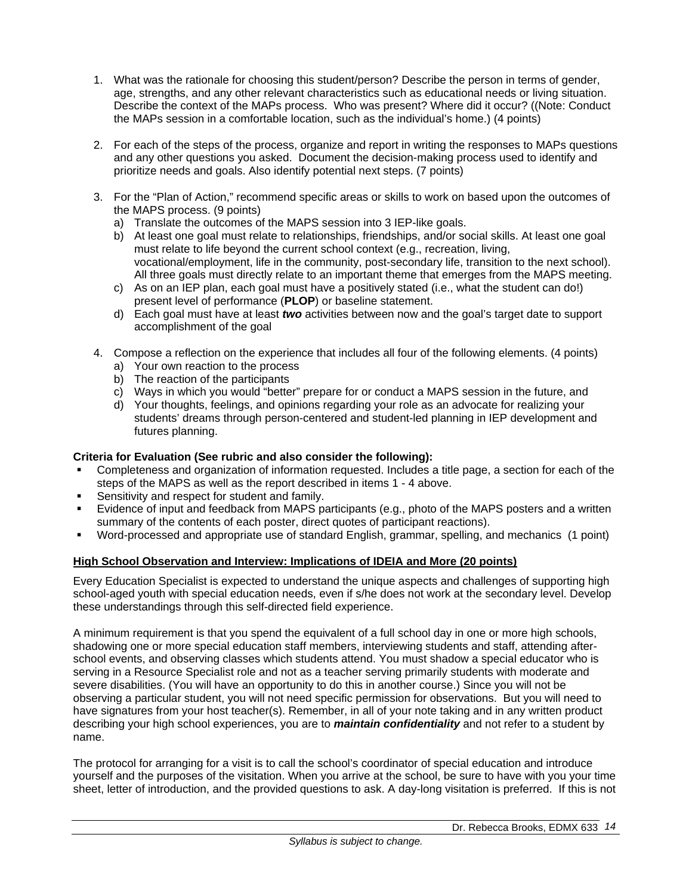1. What was the rationale for choosing this student/person? Describe the person in terms of gender, age, strengths, and any other relevant characteristics such as educational needs or living situation. Describe the context of the MAPs process. Who was present? Where did it occur? ((Note: Conduct the MAPs session in a comfortable location, such as the individual's home.) (4 points)

2. For each of the steps of the process, organize and report in writing the responses to MAPs questions and any other questions you asked. Document the decision-making process used to identify and prioritize needs and goals. Also identify potential next steps. (7 points)

3. For the "Plan of Action," recommend specific areas or skills to work on based upon the outcomes of the MAPS process. (9 points)
   a) Translate the outcomes of the MAPS session into 3 IEP-like goals.
   b) At least one goal must relate to relationships, friendships, and/or social skills. At least one goal must relate to life beyond the current school context (e.g., recreation, living, vocational/employment, life in the community, post-secondary life, transition to the next school). All three goals must directly relate to an important theme that emerges from the MAPS meeting.
   c) As on an IEP plan, each goal must have a positively stated (i.e., what the student can do!) present level of performance (**PLOP**) or baseline statement.
   d) Each goal must have at least ***two*** activities between now and the goal's target date to support accomplishment of the goal

4. Compose a reflection on the experience that includes all four of the following elements. (4 points)
   a) Your own reaction to the process
   b) The reaction of the participants
   c) Ways in which you would "better" prepare for or conduct a MAPS session in the future, and
   d) Your thoughts, feelings, and opinions regarding your role as an advocate for realizing your students' dreams through person-centered and student-led planning in IEP development and futures planning.

**Criteria for Evaluation (See rubric and also consider the following):**

- Completeness and organization of information requested. Includes a title page, a section for each of the steps of the MAPS as well as the report described in items 1 - 4 above.
- Sensitivity and respect for student and family.
- Evidence of input and feedback from MAPS participants (e.g., photo of the MAPS posters and a written summary of the contents of each poster, direct quotes of participant reactions).
- Word-processed and appropriate use of standard English, grammar, spelling, and mechanics (1 point)

**<u>High School Observation and Interview: Implications of IDEIA and More (20 points)</u>**

Every Education Specialist is expected to understand the unique aspects and challenges of supporting high school-aged youth with special education needs, even if s/he does not work at the secondary level. Develop these understandings through this self-directed field experience.

A minimum requirement is that you spend the equivalent of a full school day in one or more high schools, shadowing one or more special education staff members, interviewing students and staff, attending after-school events, and observing classes which students attend. You must shadow a special educator who is serving in a Resource Specialist role and not as a teacher serving primarily students with moderate and severe disabilities. (You will have an opportunity to do this in another course.) Since you will not be observing a particular student, you will not need specific permission for observations. But you will need to have signatures from your host teacher(s). Remember, in all of your note taking and in any written product describing your high school experiences, you are to ***maintain confidentiality*** and not refer to a student by name.

The protocol for arranging for a visit is to call the school's coordinator of special education and introduce yourself and the purposes of the visitation. When you arrive at the school, be sure to have with you your time sheet, letter of introduction, and the provided questions to ask. A day-long visitation is preferred. If this is not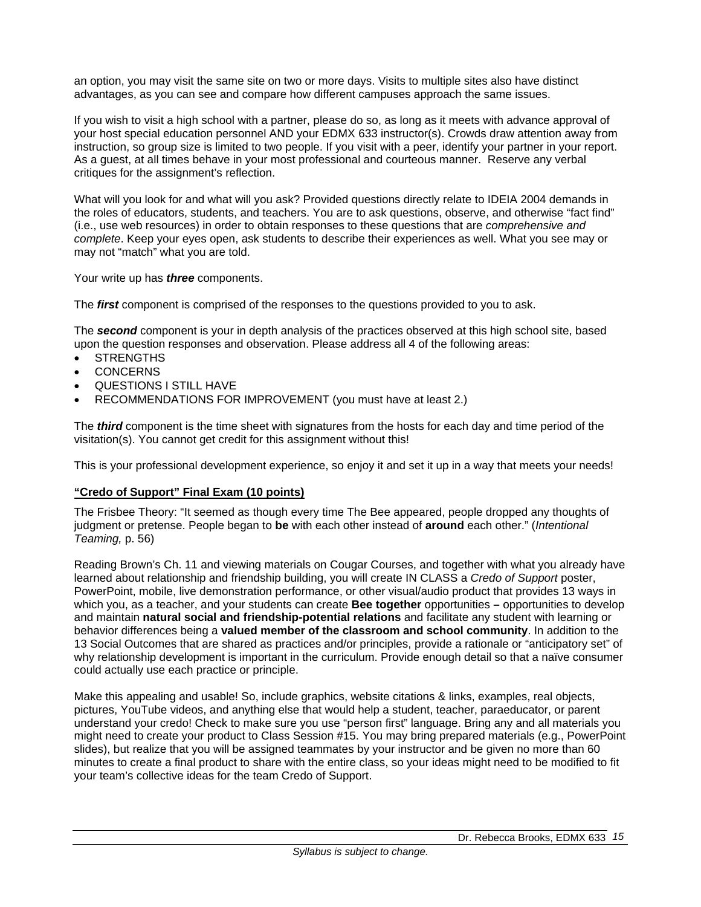an option, you may visit the same site on two or more days. Visits to multiple sites also have distinct advantages, as you can see and compare how different campuses approach the same issues.

If you wish to visit a high school with a partner, please do so, as long as it meets with advance approval of your host special education personnel AND your EDMX 633 instructor(s). Crowds draw attention away from instruction, so group size is limited to two people. If you visit with a peer, identify your partner in your report. As a guest, at all times behave in your most professional and courteous manner. Reserve any verbal critiques for the assignment's reflection.

What will you look for and what will you ask? Provided questions directly relate to IDEIA 2004 demands in the roles of educators, students, and teachers. You are to ask questions, observe, and otherwise "fact find" (i.e., use web resources) in order to obtain responses to these questions that are *comprehensive and complete*. Keep your eyes open, ask students to describe their experiences as well. What you see may or may not "match" what you are told.

Your write up has ***three*** components.

The ***first*** component is comprised of the responses to the questions provided to you to ask.

The ***second*** component is your in depth analysis of the practices observed at this high school site, based upon the question responses and observation. Please address all 4 of the following areas:

- STRENGTHS
- CONCERNS
- QUESTIONS I STILL HAVE
- RECOMMENDATIONS FOR IMPROVEMENT (you must have at least 2.)

The ***third*** component is the time sheet with signatures from the hosts for each day and time period of the visitation(s). You cannot get credit for this assignment without this!

This is your professional development experience, so enjoy it and set it up in a way that meets your needs!

**"Credo of Support" Final Exam (10 points)**

The Frisbee Theory: "It seemed as though every time The Bee appeared, people dropped any thoughts of judgment or pretense. People began to **be** with each other instead of **around** each other." (*Intentional Teaming,* p. 56)

Reading Brown's Ch. 11 and viewing materials on Cougar Courses, and together with what you already have learned about relationship and friendship building, you will create IN CLASS a *Credo of Support* poster, PowerPoint, mobile, live demonstration performance, or other visual/audio product that provides 13 ways in which you, as a teacher, and your students can create **Bee together** opportunities **–** opportunities to develop and maintain **natural social and friendship-potential relations** and facilitate any student with learning or behavior differences being a **valued member of the classroom and school community**. In addition to the 13 Social Outcomes that are shared as practices and/or principles, provide a rationale or "anticipatory set" of why relationship development is important in the curriculum. Provide enough detail so that a naïve consumer could actually use each practice or principle.

Make this appealing and usable! So, include graphics, website citations & links, examples, real objects, pictures, YouTube videos, and anything else that would help a student, teacher, paraeducator, or parent understand your credo! Check to make sure you use "person first" language. Bring any and all materials you might need to create your product to Class Session #15. You may bring prepared materials (e.g., PowerPoint slides), but realize that you will be assigned teammates by your instructor and be given no more than 60 minutes to create a final product to share with the entire class, so your ideas might need to be modified to fit your team's collective ideas for the team Credo of Support.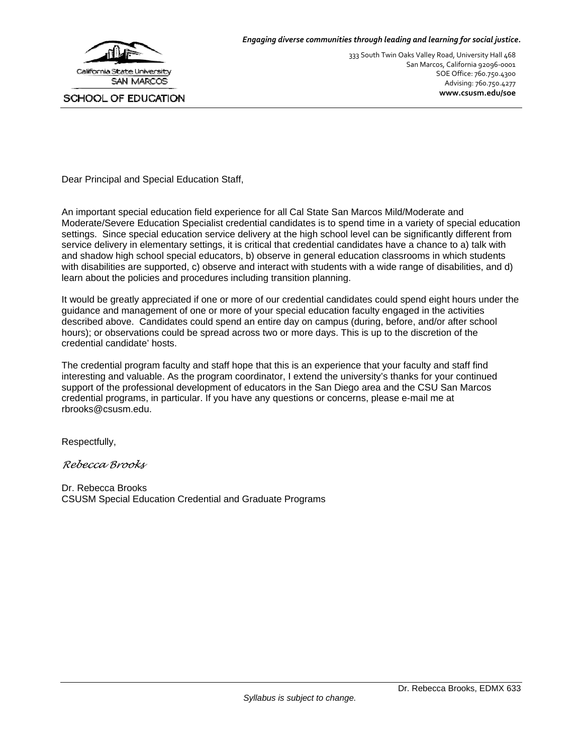*Engaging diverse communities through leading and learning for social justice.*

California State University
SAN MARCOS
SCHOOL OF EDUCATION

333 South Twin Oaks Valley Road, University Hall 468
San Marcos, California 92096-0001
SOE Office: 760.750.4300
Advising: 760.750.4277
**www.csusm.edu/soe**

Dear Principal and Special Education Staff,

An important special education field experience for all Cal State San Marcos Mild/Moderate and Moderate/Severe Education Specialist credential candidates is to spend time in a variety of special education settings. Since special education service delivery at the high school level can be significantly different from service delivery in elementary settings, it is critical that credential candidates have a chance to a) talk with and shadow high school special educators, b) observe in general education classrooms in which students with disabilities are supported, c) observe and interact with students with a wide range of disabilities, and d) learn about the policies and procedures including transition planning.

It would be greatly appreciated if one or more of our credential candidates could spend eight hours under the guidance and management of one or more of your special education faculty engaged in the activities described above. Candidates could spend an entire day on campus (during, before, and/or after school hours); or observations could be spread across two or more days. This is up to the discretion of the credential candidate' hosts.

The credential program faculty and staff hope that this is an experience that your faculty and staff find interesting and valuable. As the program coordinator, I extend the university's thanks for your continued support of the professional development of educators in the San Diego area and the CSU San Marcos credential programs, in particular. If you have any questions or concerns, please e-mail me at rbrooks@csusm.edu.

Respectfully,

*Rebecca Brooks*

Dr. Rebecca Brooks
CSUSM Special Education Credential and Graduate Programs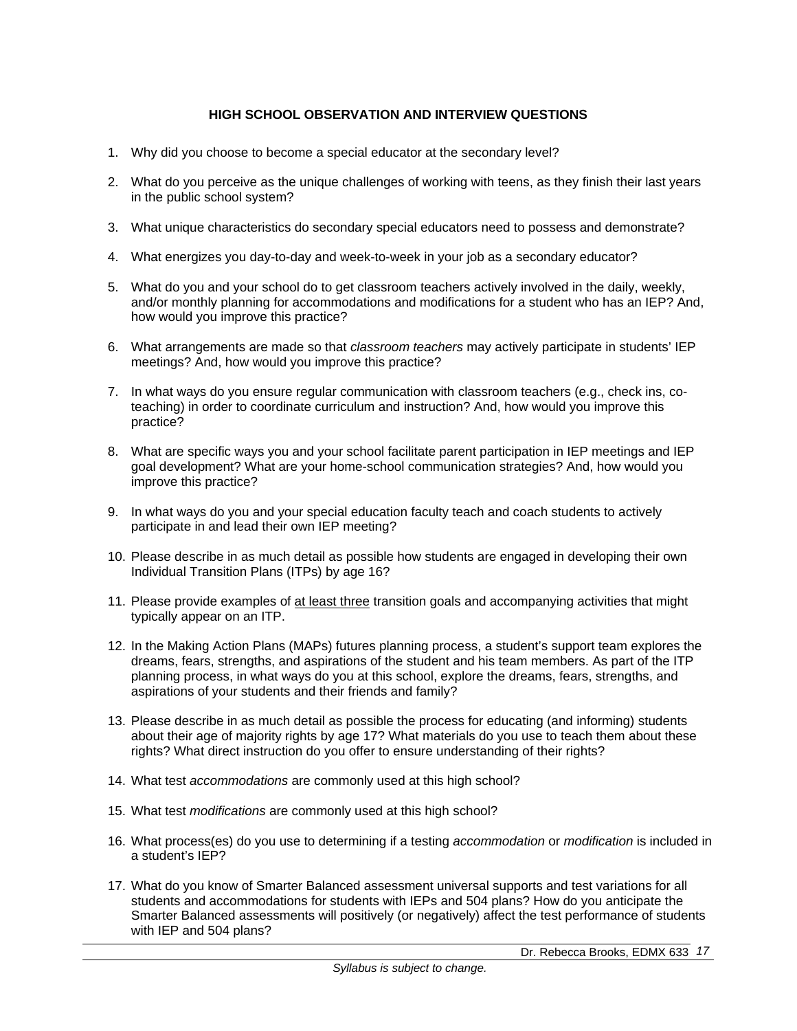## HIGH SCHOOL OBSERVATION AND INTERVIEW QUESTIONS

1. Why did you choose to become a special educator at the secondary level?

2. What do you perceive as the unique challenges of working with teens, as they finish their last years in the public school system?

3. What unique characteristics do secondary special educators need to possess and demonstrate?

4. What energizes you day-to-day and week-to-week in your job as a secondary educator?

5. What do you and your school do to get classroom teachers actively involved in the daily, weekly, and/or monthly planning for accommodations and modifications for a student who has an IEP? And, how would you improve this practice?

6. What arrangements are made so that *classroom teachers* may actively participate in students' IEP meetings? And, how would you improve this practice?

7. In what ways do you ensure regular communication with classroom teachers (e.g., check ins, co-teaching) in order to coordinate curriculum and instruction? And, how would you improve this practice?

8. What are specific ways you and your school facilitate parent participation in IEP meetings and IEP goal development? What are your home-school communication strategies? And, how would you improve this practice?

9. In what ways do you and your special education faculty teach and coach students to actively participate in and lead their own IEP meeting?

10. Please describe in as much detail as possible how students are engaged in developing their own Individual Transition Plans (ITPs) by age 16?

11. Please provide examples of <u>at least three</u> transition goals and accompanying activities that might typically appear on an ITP.

12. In the Making Action Plans (MAPs) futures planning process, a student's support team explores the dreams, fears, strengths, and aspirations of the student and his team members. As part of the ITP planning process, in what ways do you at this school, explore the dreams, fears, strengths, and aspirations of your students and their friends and family?

13. Please describe in as much detail as possible the process for educating (and informing) students about their age of majority rights by age 17? What materials do you use to teach them about these rights? What direct instruction do you offer to ensure understanding of their rights?

14. What test *accommodations* are commonly used at this high school?

15. What test *modifications* are commonly used at this high school?

16. What process(es) do you use to determining if a testing *accommodation* or *modification* is included in a student's IEP?

17. What do you know of Smarter Balanced assessment universal supports and test variations for all students and accommodations for students with IEPs and 504 plans? How do you anticipate the Smarter Balanced assessments will positively (or negatively) affect the test performance of students with IEP and 504 plans?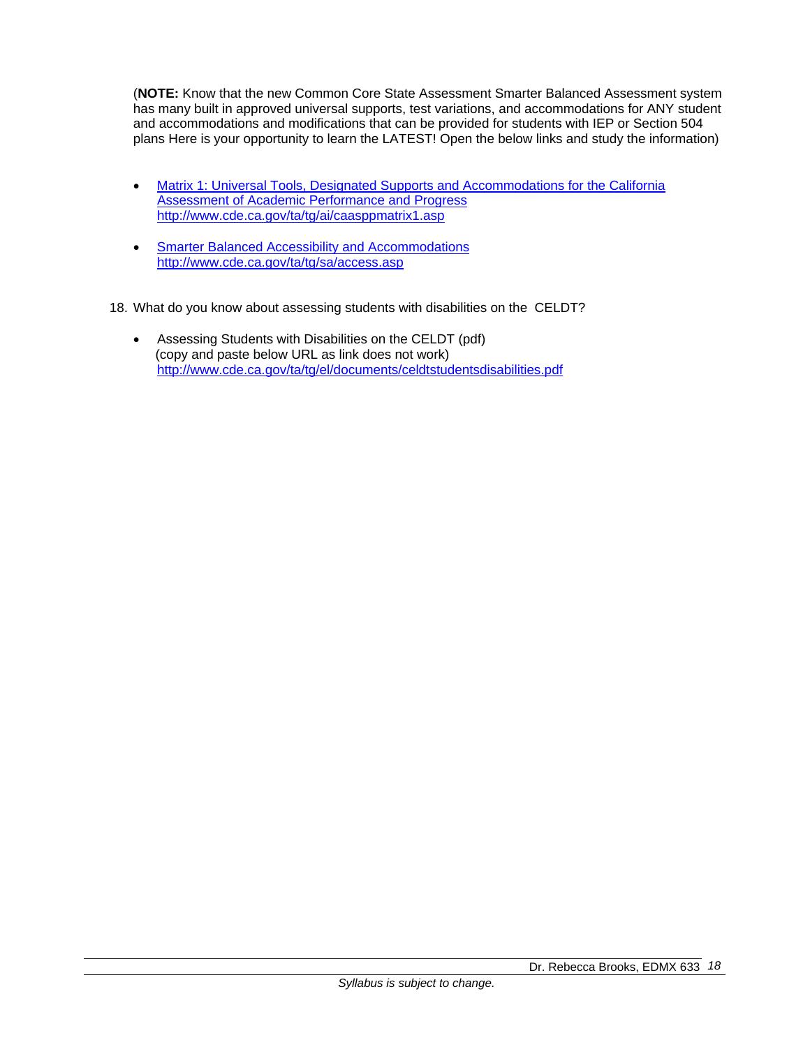(**NOTE:** Know that the new Common Core State Assessment Smarter Balanced Assessment system has many built in approved universal supports, test variations, and accommodations for ANY student and accommodations and modifications that can be provided for students with IEP or Section 504 plans Here is your opportunity to learn the LATEST! Open the below links and study the information)

- Matrix 1: Universal Tools, Designated Supports and Accommodations for the California Assessment of Academic Performance and Progress
  http://www.cde.ca.gov/ta/tg/ai/caasppmatrix1.asp

- Smarter Balanced Accessibility and Accommodations
  http://www.cde.ca.gov/ta/tg/sa/access.asp

18. What do you know about assessing students with disabilities on the CELDT?

    - Assessing Students with Disabilities on the CELDT (pdf)
      (copy and paste below URL as link does not work)
      http://www.cde.ca.gov/ta/tg/el/documents/celdtstudentsdisabilities.pdf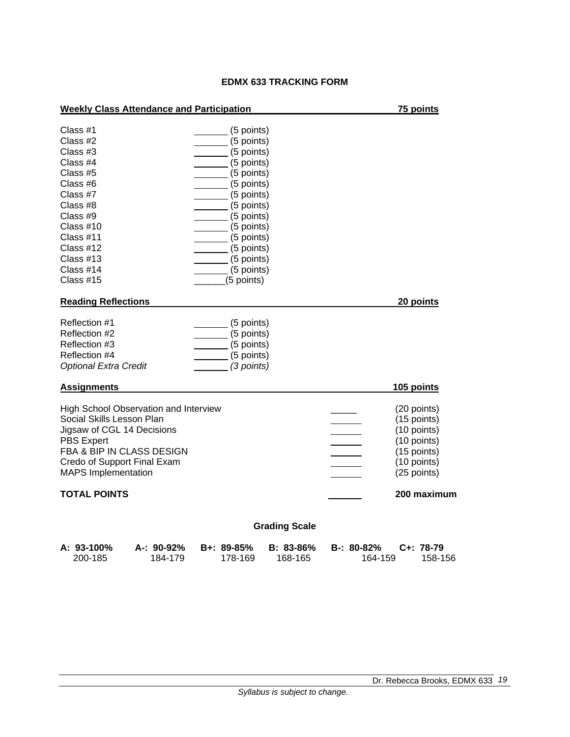# EDMX 633 TRACKING FORM

| **Weekly Class Attendance and Participation** | | **75 points** |
|---|---|---|
| Class #1 | _______ (5 points) | |
| Class #2 | _______ (5 points) | |
| Class #3 | _______ (5 points) | |
| Class #4 | _______ (5 points) | |
| Class #5 | _______ (5 points) | |
| Class #6 | _______ (5 points) | |
| Class #7 | _______ (5 points) | |
| Class #8 | _______ (5 points) | |
| Class #9 | _______ (5 points) | |
| Class #10 | _______ (5 points) | |
| Class #11 | _______ (5 points) | |
| Class #12 | _______ (5 points) | |
| Class #13 | _______ (5 points) | |
| Class #14 | _______ (5 points) | |
| Class #15 | ______(5 points) | |

| **Reading Reflections** | | **20 points** |
|---|---|---|
| Reflection #1 | _______ (5 points) | |
| Reflection #2 | _______ (5 points) | |
| Reflection #3 | _______ (5 points) | |
| Reflection #4 | _______ (5 points) | |
| *Optional Extra Credit* | _______ *(3 points)* | |

| **Assignments** | | **105 points** |
|---|---|---|
| High School Observation and Interview | _____ | (20 points) |
| Social Skills Lesson Plan | ______ | (15 points) |
| Jigsaw of CGL 14 Decisions | ______ | (10 points) |
| PBS Expert | ______ | (10 points) |
| FBA & BIP IN CLASS DESIGN | ______ | (15 points) |
| Credo of Support Final Exam | ______ | (10 points) |
| MAPS Implementation | ______ | (25 points) |
| **TOTAL POINTS** | ______ | **200 maximum** |

## Grading Scale

| **A: 93-100%** | **A-: 90-92%** | **B+: 89-85%** | **B: 83-86%** | **B-: 80-82%** | **C+: 78-79** |
|---|---|---|---|---|---|
| 200-185 | 184-179 | 178-169 | 168-165 | 164-159 | 158-156 |

*Syllabus is subject to change.*